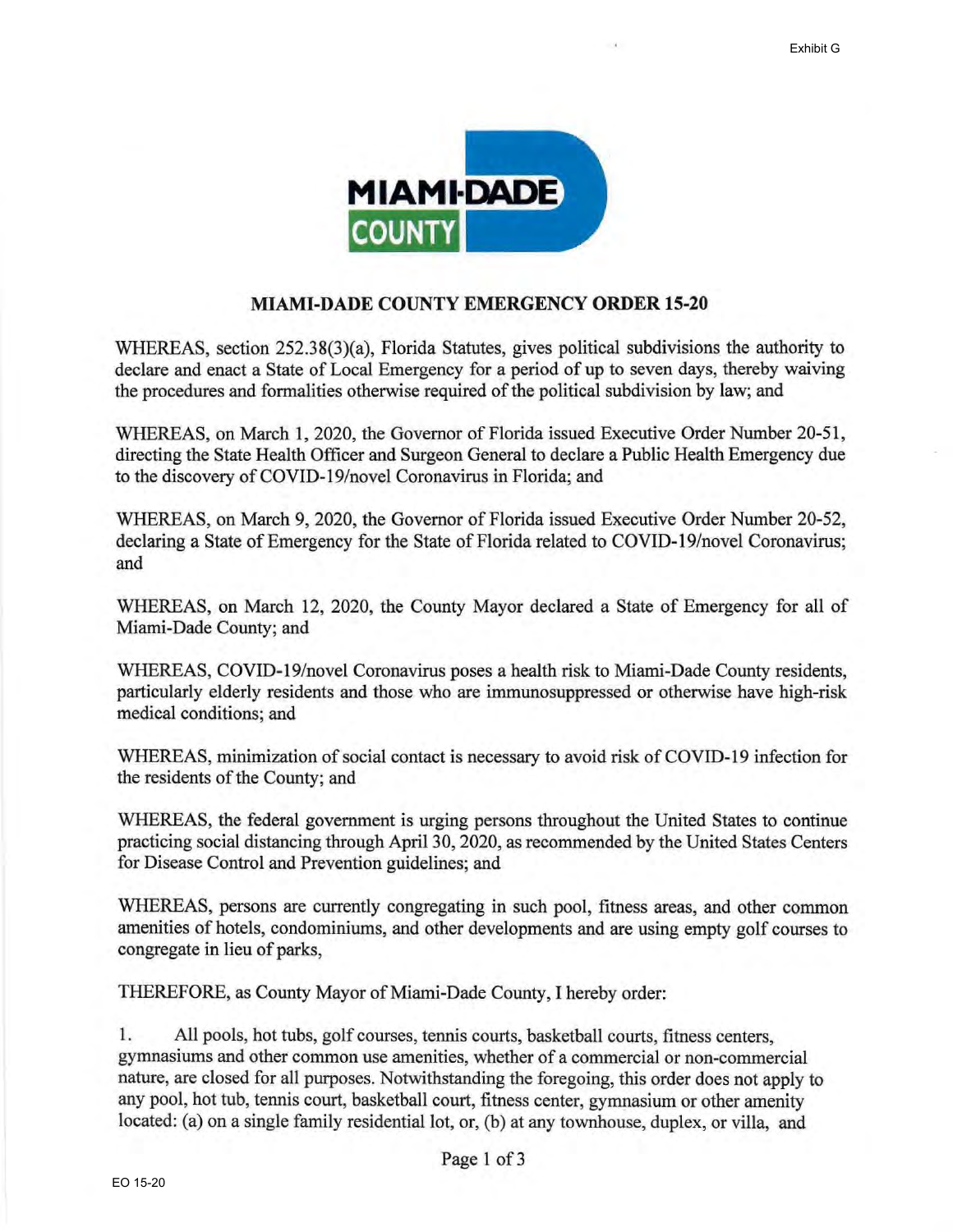Exhibit G

MIAMI-DADE COUNTY

## MIAMI-DADE COUNTY EMERGENCY ORDER 15-20

WHEREAS, section 252.38(3)(a), Florida Statutes, gives political subdivisions the authority to declare and enact a State of Local Emergency for a period of up to seven days, thereby waiving the procedures and formalities otherwise required of the political subdivision by law; and

WHEREAS, on March 1, 2020, the Governor of Florida issued Executive Order Number 20-51, directing the State Health Officer and Surgeon General to declare a Public Health Emergency due to the discovery of COVID-19/novel Coronavirus in Florida; and

WHEREAS, on March 9, 2020, the Governor of Florida issued Executive Order Number 20-52, declaring a State of Emergency for the State of Florida related to COVID-19/novel Coronavirus; and

WHEREAS, on March 12, 2020, the County Mayor declared a State of Emergency for all of Miami-Dade County; and

WHEREAS, COVID-19/novel Coronavirus poses a health risk to Miami-Dade County residents, particularly elderly residents and those who are immunosuppressed or otherwise have high-risk medical conditions; and

WHEREAS, minimization of social contact is necessary to avoid risk of COVID-19 infection for the residents of the County; and

WHEREAS, the federal government is urging persons throughout the United States to continue practicing social distancing through April 30, 2020, as recommended by the United States Centers for Disease Control and Prevention guidelines; and

WHEREAS, persons are currently congregating in such pool, fitness areas, and other common amenities of hotels, condominiums, and other developments and are using empty golf courses to congregate in lieu of parks,

THEREFORE, as County Mayor of Miami-Dade County, I hereby order:

1. All pools, hot tubs, golf courses, tennis courts, basketball courts, fitness centers, gymnasiums and other common use amenities, whether of a commercial or non-commercial nature, are closed for all purposes. Notwithstanding the foregoing, this order does not apply to any pool, hot tub, tennis court, basketball court, fitness center, gymnasium or other amenity located: (a) on a single family residential lot, or, (b) at any townhouse, duplex, or villa, and

EO 15-20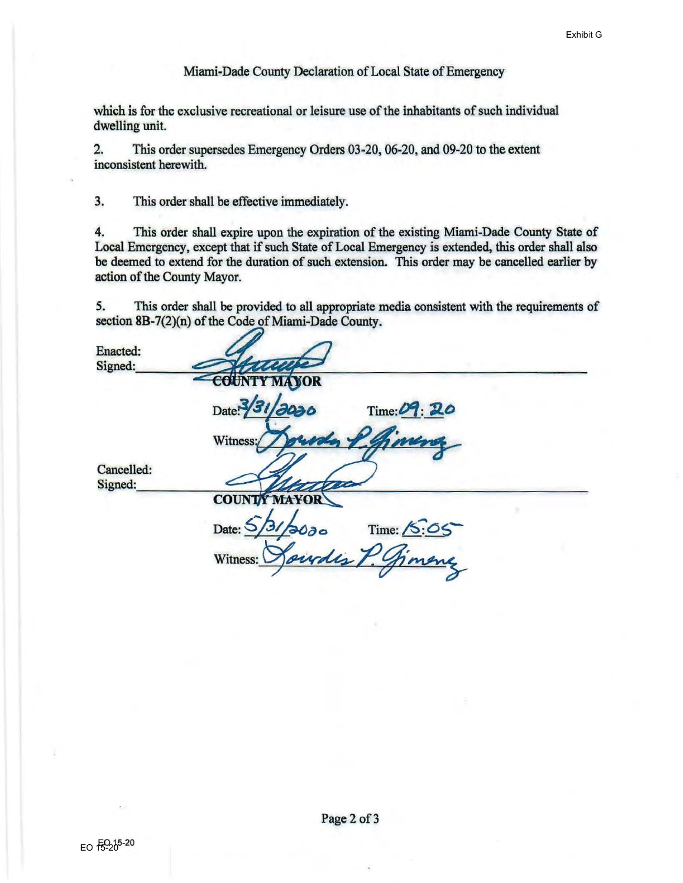Exhibit G

Miami-Dade County Declaration of Local State of Emergency

which is for the exclusive recreational or leisure use of the inhabitants of such individual dwelling unit.

2. This order supersedes Emergency Orders 03-20, 06-20, and 09-20 to the extent inconsistent herewith.

3. This order shall be effective immediately.

4. This order shall expire upon the expiration of the existing Miami-Dade County State of Local Emergency, except that if such State of Local Emergency is extended, this order shall also be deemed to extend for the duration of such extension. This order may be cancelled earlier by action of the County Mayor.

5. This order shall be provided to all appropriate media consistent with the requirements of section 8B-7(2)(n) of the Code of Miami-Dade County.

Enacted:
Signed: ______________________________
COUNTY MAYOR

Date: 3/31/2020 Time: 09:20

Witness: Lourdes P. Gimenez

Cancelled:
Signed: ______________________________
COUNTY MAYOR

Date: 5/31/2020 Time: 15:05

Witness: Lourdes P. Gimenez

EO 15-20